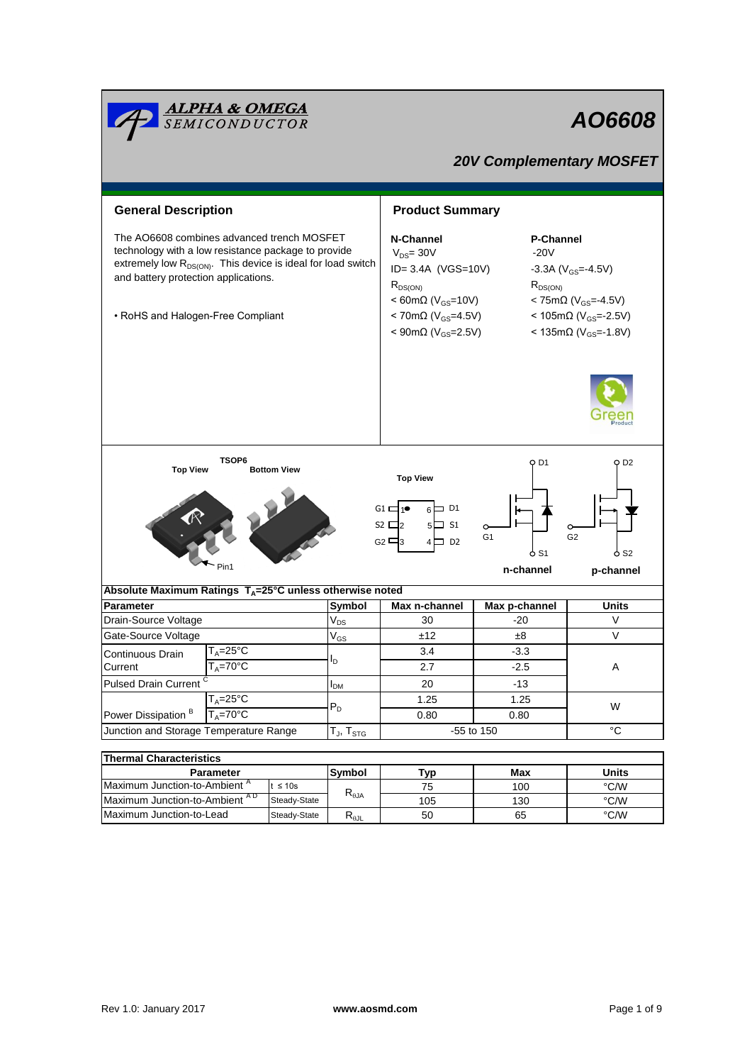# AO6608

## 20V Complementary MOSFET

## General Description

The AO6608 combines advanced trench MOSFET technology with a low resistance package to provide extremely low $R_{DS(ON)}$. This device is ideal for load switch and battery protection applications.

• RoHS and Halogen-Free Compliant

## Product Summary

| N-Channel | P-Channel |
|---|---|
| $V_{DS}$= 30V | -20V |
| ID= 3.4A (VGS=10V) | -3.3A ($V_{GS}$=-4.5V) |
| $R_{DS(ON)}$ | $R_{DS(ON)}$ |
| < 60mΩ ($V_{GS}$=10V) | < 75mΩ ($V_{GS}$=-4.5V) |
| < 70mΩ ($V_{GS}$=4.5V) | < 105mΩ ($V_{GS}$=-2.5V) |
| < 90mΩ ($V_{GS}$=2.5V) | < 135mΩ ($V_{GS}$=-1.8V) |

TSOP6

Top View / Bottom View / Pin1

Top View: G1 1 – 6 D1; S2 2 – 5 S1; G2 3 – 4 D2

n-channel (G1, D1, S1) p-channel (G2, D2, S2)

## Absolute Maximum Ratings $T_A$=25°C unless otherwise noted

| Parameter | | Symbol | Max n-channel | Max p-channel | Units |
|---|---|---|---|---|---|
| Drain-Source Voltage | | $V_{DS}$ | 30 | -20 | V |
| Gate-Source Voltage | | $V_{GS}$ | ±12 | ±8 | V |
| Continuous Drain Current | $T_A$=25°C | $I_D$ | 3.4 | -3.3 | A |
| | $T_A$=70°C | | 2.7 | -2.5 | |
| Pulsed Drain Current [C] | | $I_{DM}$ | 20 | -13 | |
| Power Dissipation [B] | $T_A$=25°C | $P_D$ | 1.25 | 1.25 | W |
| | $T_A$=70°C | | 0.80 | 0.80 | |
| Junction and Storage Temperature Range | | $T_J$, $T_{STG}$ | -55 to 150 | | °C |

## Thermal Characteristics

| Parameter | | Symbol | Typ | Max | Units |
|---|---|---|---|---|---|
| Maximum Junction-to-Ambient [A] | t ≤ 10s | $R_{\theta JA}$ | 75 | 100 | °C/W |
| Maximum Junction-to-Ambient [A D] | Steady-State | | 105 | 130 | °C/W |
| Maximum Junction-to-Lead | Steady-State | $R_{\theta JL}$ | 50 | 65 | °C/W |

Rev 1.0: January 2017 www.aosmd.com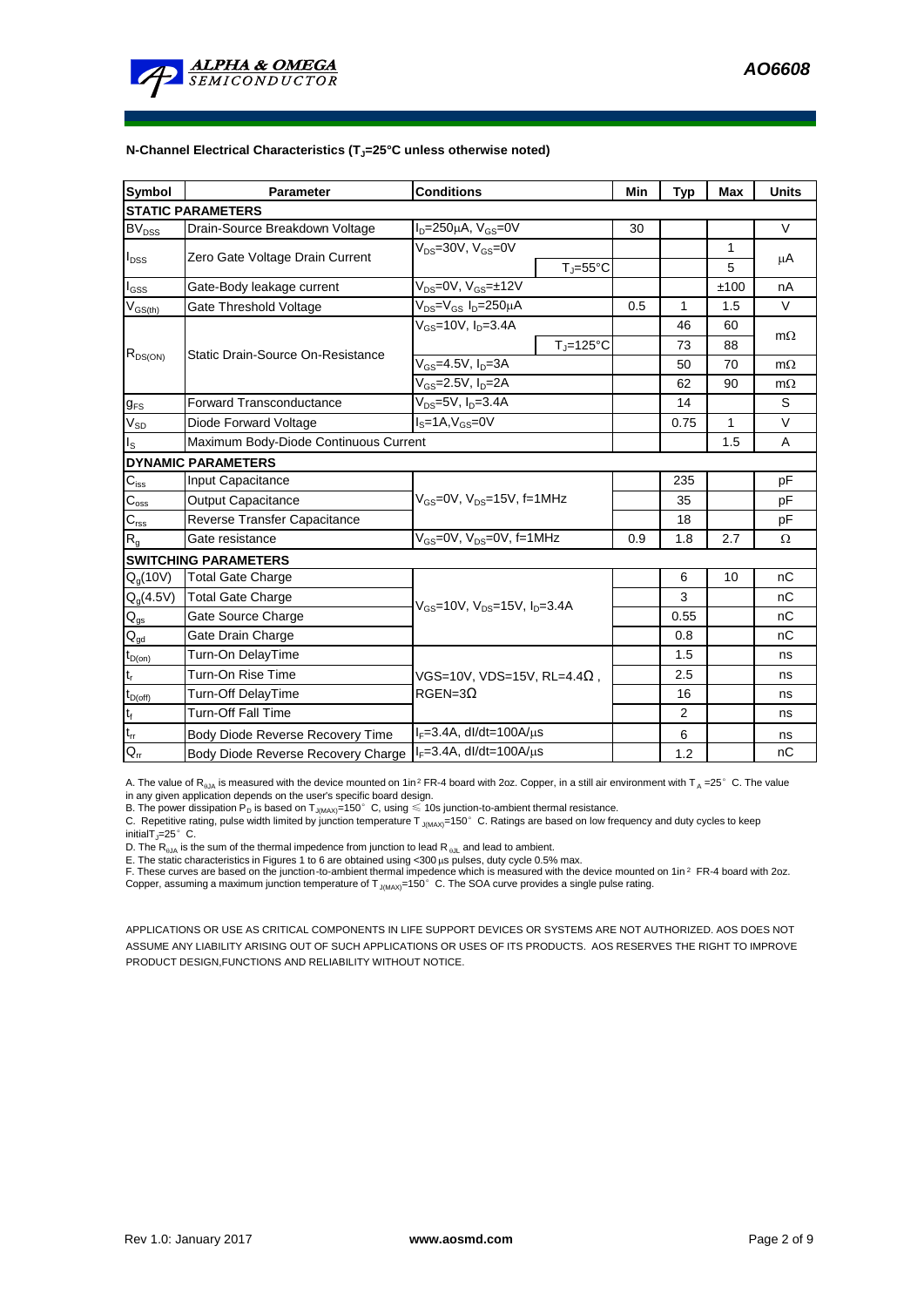**N-Channel Electrical Characteristics ($T_J$=25°C unless otherwise noted)**

| Symbol | Parameter | Conditions | | Min | Typ | Max | Units |
|---|---|---|---|---|---|---|---|
| **STATIC PARAMETERS** | | | | | | | |
| $BV_{DSS}$ | Drain-Source Breakdown Voltage | $I_D$=250µA, $V_{GS}$=0V | | 30 | | | V |
| $I_{DSS}$ | Zero Gate Voltage Drain Current | $V_{DS}$=30V, $V_{GS}$=0V | | | | 1 | µA |
| | | | $T_J$=55°C | | | 5 | |
| $I_{GSS}$ | Gate-Body leakage current | $V_{DS}$=0V, $V_{GS}$=±12V | | | | ±100 | nA |
| $V_{GS(th)}$ | Gate Threshold Voltage | $V_{DS}$=$V_{GS}$ $I_D$=250µA | | 0.5 | 1 | 1.5 | V |
| $R_{DS(ON)}$ | Static Drain-Source On-Resistance | $V_{GS}$=10V, $I_D$=3.4A | | | 46 | 60 | mΩ |
| | | | $T_J$=125°C | | 73 | 88 | |
| | | $V_{GS}$=4.5V, $I_D$=3A | | | 50 | 70 | mΩ |
| | | $V_{GS}$=2.5V, $I_D$=2A | | | 62 | 90 | mΩ |
| $g_{FS}$ | Forward Transconductance | $V_{DS}$=5V, $I_D$=3.4A | | | 14 | | S |
| $V_{SD}$ | Diode Forward Voltage | $I_S$=1A,$V_{GS}$=0V | | | 0.75 | 1 | V |
| $I_S$ | Maximum Body-Diode Continuous Current | | | | | 1.5 | A |
| **DYNAMIC PARAMETERS** | | | | | | | |
| $C_{iss}$ | Input Capacitance | $V_{GS}$=0V, $V_{DS}$=15V, f=1MHz | | | 235 | | pF |
| $C_{oss}$ | Output Capacitance | | | | 35 | | pF |
| $C_{rss}$ | Reverse Transfer Capacitance | | | | 18 | | pF |
| $R_g$ | Gate resistance | $V_{GS}$=0V, $V_{DS}$=0V, f=1MHz | | 0.9 | 1.8 | 2.7 | Ω |
| **SWITCHING PARAMETERS** | | | | | | | |
| $Q_g$(10V) | Total Gate Charge | $V_{GS}$=10V, $V_{DS}$=15V, $I_D$=3.4A | | | 6 | 10 | nC |
| $Q_g$(4.5V) | Total Gate Charge | | | | 3 | | nC |
| $Q_{gs}$ | Gate Source Charge | | | | 0.55 | | nC |
| $Q_{gd}$ | Gate Drain Charge | | | | 0.8 | | nC |
| $t_{D(on)}$ | Turn-On DelayTime | VGS=10V, VDS=15V, RL=4.4Ω, RGEN=3Ω | | | 1.5 | | ns |
| $t_r$ | Turn-On Rise Time | | | | 2.5 | | ns |
| $t_{D(off)}$ | Turn-Off DelayTime | | | | 16 | | ns |
| $t_f$ | Turn-Off Fall Time | | | | 2 | | ns |
| $t_{rr}$ | Body Diode Reverse Recovery Time | $I_F$=3.4A, dI/dt=100A/µs | | | 6 | | ns |
| $Q_{rr}$ | Body Diode Reverse Recovery Charge | $I_F$=3.4A, dI/dt=100A/µs | | | 1.2 | | nC |

A. The value of $R_{\theta JA}$ is measured with the device mounted on 1in² FR-4 board with 2oz. Copper, in a still air environment with $T_A$ =25°C. The value in any given application depends on the user's specific board design.
B. The power dissipation $P_D$ is based on $T_{J(MAX)}$=150°C, using ≤ 10s junction-to-ambient thermal resistance.
C. Repetitive rating, pulse width limited by junction temperature $T_{J(MAX)}$=150°C. Ratings are based on low frequency and duty cycles to keep initial $T_J$=25°C.
D. The $R_{\theta JA}$ is the sum of the thermal impedence from junction to lead $R_{\theta JL}$ and lead to ambient.
E. The static characteristics in Figures 1 to 6 are obtained using <300 µs pulses, duty cycle 0.5% max.
F. These curves are based on the junction-to-ambient thermal impedence which is measured with the device mounted on 1in² FR-4 board with 2oz. Copper, assuming a maximum junction temperature of $T_{J(MAX)}$=150°C. The SOA curve provides a single pulse rating.

APPLICATIONS OR USE AS CRITICAL COMPONENTS IN LIFE SUPPORT DEVICES OR SYSTEMS ARE NOT AUTHORIZED. AOS DOES NOT ASSUME ANY LIABILITY ARISING OUT OF SUCH APPLICATIONS OR USES OF ITS PRODUCTS. AOS RESERVES THE RIGHT TO IMPROVE PRODUCT DESIGN,FUNCTIONS AND RELIABILITY WITHOUT NOTICE.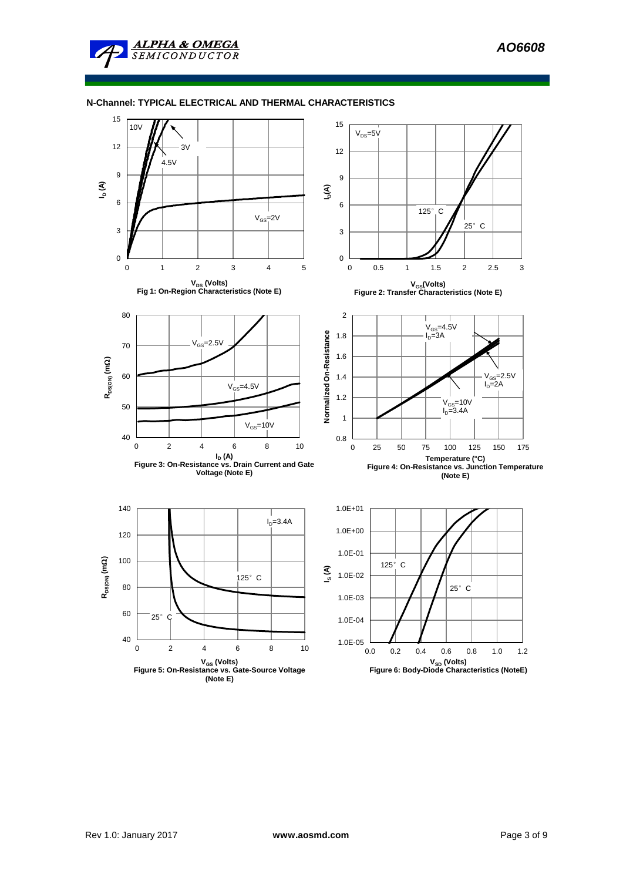## N-Channel: TYPICAL ELECTRICAL AND THERMAL CHARACTERISTICS

Fig 1: On-Region Characteristics (Note E)

Figure 2: Transfer Characteristics (Note E)

Figure 3: On-Resistance vs. Drain Current and Gate Voltage (Note E)

Figure 4: On-Resistance vs. Junction Temperature (Note E)

Figure 5: On-Resistance vs. Gate-Source Voltage (Note E)

Figure 6: Body-Diode Characteristics (NoteE)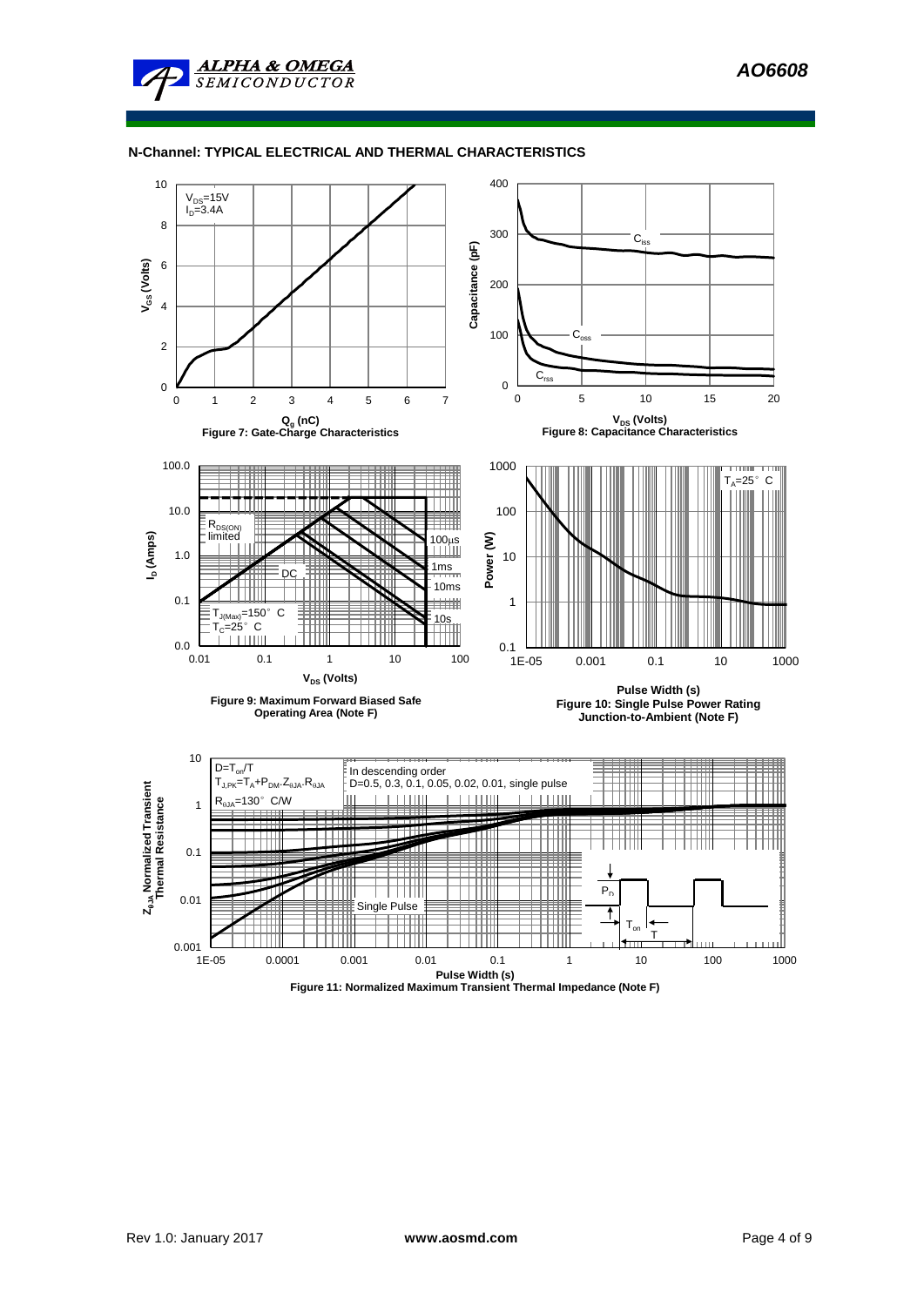## N-Channel: TYPICAL ELECTRICAL AND THERMAL CHARACTERISTICS

$V_{DS}$=15V
$I_D$=3.4A

$V_{GS}$ (Volts)

$Q_g$ (nC)

Figure 7: Gate-Charge Characteristics

$C_{iss}$

$C_{oss}$

$C_{rss}$

Capacitance (pF)

$V_{DS}$ (Volts)

Figure 8: Capacitance Characteristics

$R_{DS(ON)}$ limited

100µs

1ms

10ms

10s

DC

$T_{J(Max)}$=150° C
$T_C$=25° C

$I_D$ (Amps)

$V_{DS}$ (Volts)

Figure 9: Maximum Forward Biased Safe Operating Area (Note F)

$T_A$=25° C

Power (W)

Pulse Width (s)

Figure 10: Single Pulse Power Rating Junction-to-Ambient (Note F)

D=$T_{on}$/T
$T_{J,PK}=T_A+P_{DM}.Z_{\theta JA}.R_{\theta JA}$
$R_{\theta JA}$=130° C/W

In descending order
D=0.5, 0.3, 0.1, 0.05, 0.02, 0.01, single pulse

Single Pulse

$P_D$

$T_{on}$

T

$Z_{\theta JA}$ Normalized Transient Thermal Resistance

Pulse Width (s)

Figure 11: Normalized Maximum Transient Thermal Impedance (Note F)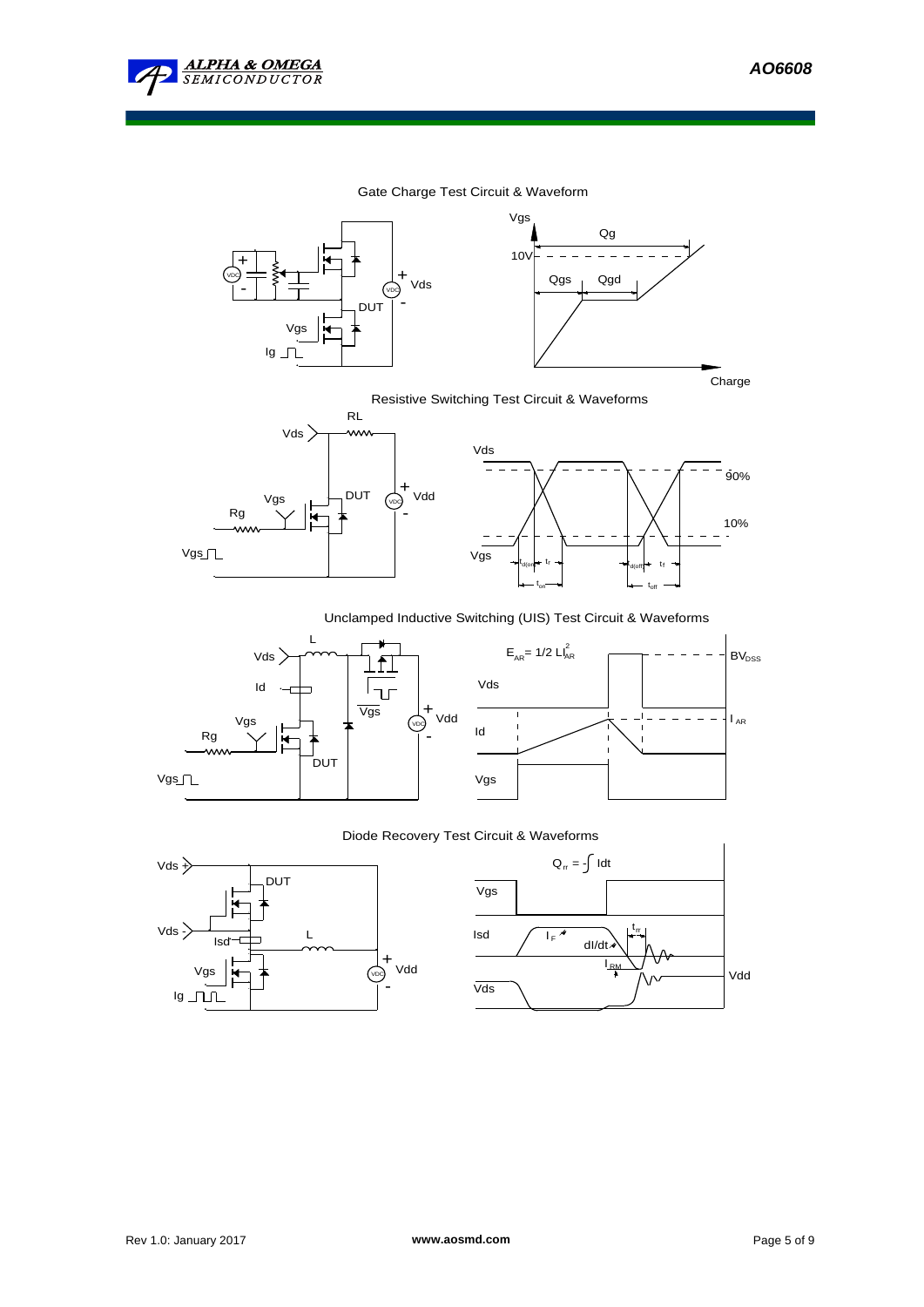## Gate Charge Test Circuit & Waveform

VDC, +, -, Vds, DUT, Vgs, Ig

Vgs, Qg, 10V, Qgs, Qgd, Charge

## Resistive Switching Test Circuit & Waveforms

RL, Vds, Vgs, Rg, DUT, Vdd, Vgs

Vds, 90%, 10%, Vgs, $t_{d(on)}$, $t_r$, $t_{on}$, $t_{d(off)}$, $t_f$, $t_{off}$

## Unclamped Inductive Switching (UIS) Test Circuit & Waveforms

L, Vds, Id, Vgs, Rg, DUT, Vgs, Vdd

$E_{AR}= 1/2\ LI_{AR}^2$, $BV_{DSS}$, Vds, Id, $I_{AR}$, Vgs

## Diode Recovery Test Circuit & Waveforms

Vds +, DUT, Vds -, Isd, L, Vgs, Ig, Vdd

$Q_{rr} = -\int Idt$, Vgs, Isd, $I_F$, dI/dt, $t_{rr}$, $I_{RM}$, Vds, Vdd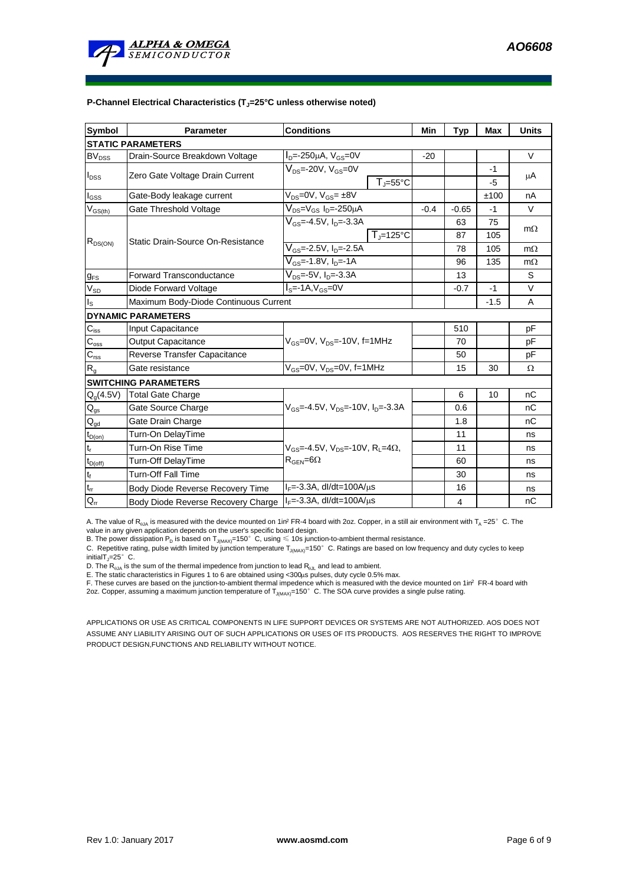**P-Channel Electrical Characteristics ($T_J$=25°C unless otherwise noted)**

| Symbol | Parameter | Conditions | | Min | Typ | Max | Units |
|---|---|---|---|---|---|---|---|
| **STATIC PARAMETERS** | | | | | | | |
| $BV_{DSS}$ | Drain-Source Breakdown Voltage | $I_D$=-250µA, $V_{GS}$=0V | | -20 | | | V |
| $I_{DSS}$ | Zero Gate Voltage Drain Current | $V_{DS}$=-20V, $V_{GS}$=0V | | | | -1 | µA |
| | | | $T_J$=55°C | | | -5 | |
| $I_{GSS}$ | Gate-Body leakage current | $V_{DS}$=0V, $V_{GS}$= ±8V | | | | ±100 | nA |
| $V_{GS(th)}$ | Gate Threshold Voltage | $V_{DS}$=$V_{GS}$ $I_D$=-250µA | | -0.4 | -0.65 | -1 | V |
| $R_{DS(ON)}$ | Static Drain-Source On-Resistance | $V_{GS}$=-4.5V, $I_D$=-3.3A | | | 63 | 75 | mΩ |
| | | | $T_J$=125°C | | 87 | 105 | |
| | | $V_{GS}$=-2.5V, $I_D$=-2.5A | | | 78 | 105 | mΩ |
| | | $V_{GS}$=-1.8V, $I_D$=-1A | | | 96 | 135 | mΩ |
| $g_{FS}$ | Forward Transconductance | $V_{DS}$=-5V, $I_D$=-3.3A | | | 13 | | S |
| $V_{SD}$ | Diode Forward Voltage | $I_S$=-1A,$V_{GS}$=0V | | | -0.7 | -1 | V |
| $I_S$ | Maximum Body-Diode Continuous Current | | | | | -1.5 | A |
| **DYNAMIC PARAMETERS** | | | | | | | |
| $C_{iss}$ | Input Capacitance | $V_{GS}$=0V, $V_{DS}$=-10V, f=1MHz | | | 510 | | pF |
| $C_{oss}$ | Output Capacitance | | | | 70 | | pF |
| $C_{rss}$ | Reverse Transfer Capacitance | | | | 50 | | pF |
| $R_g$ | Gate resistance | $V_{GS}$=0V, $V_{DS}$=0V, f=1MHz | | | 15 | 30 | Ω |
| **SWITCHING PARAMETERS** | | | | | | | |
| $Q_g$(4.5V) | Total Gate Charge | $V_{GS}$=-4.5V, $V_{DS}$=-10V, $I_D$=-3.3A | | | 6 | 10 | nC |
| $Q_{gs}$ | Gate Source Charge | | | | 0.6 | | nC |
| $Q_{gd}$ | Gate Drain Charge | | | | 1.8 | | nC |
| $t_{D(on)}$ | Turn-On DelayTime | $V_{GS}$=-4.5V, $V_{DS}$=-10V, $R_L$=4Ω, $R_{GEN}$=6Ω | | | 11 | | ns |
| $t_r$ | Turn-On Rise Time | | | | 11 | | ns |
| $t_{D(off)}$ | Turn-Off DelayTime | | | | 60 | | ns |
| $t_f$ | Turn-Off Fall Time | | | | 30 | | ns |
| $t_{rr}$ | Body Diode Reverse Recovery Time | $I_F$=-3.3A, dI/dt=100A/µs | | | 16 | | ns |
| $Q_{rr}$ | Body Diode Reverse Recovery Charge | $I_F$=-3.3A, dI/dt=100A/µs | | | 4 | | nC |

A. The value of $R_{\theta JA}$ is measured with the device mounted on 1in² FR-4 board with 2oz. Copper, in a still air environment with $T_A$ =25° C. The value in any given application depends on the user's specific board design.
B. The power dissipation $P_D$ is based on $T_{J(MAX)}$=150° C, using ≤ 10s junction-to-ambient thermal resistance.
C. Repetitive rating, pulse width limited by junction temperature $T_{J(MAX)}$=150° C. Ratings are based on low frequency and duty cycles to keep initial $T_J$=25° C.
D. The $R_{\theta JA}$ is the sum of the thermal impedence from junction to lead $R_{\theta JL}$ and lead to ambient.
E. The static characteristics in Figures 1 to 6 are obtained using <300µs pulses, duty cycle 0.5% max.
F. These curves are based on the junction-to-ambient thermal impedence which is measured with the device mounted on 1in² FR-4 board with 2oz. Copper, assuming a maximum junction temperature of $T_{J(MAX)}$=150° C. The SOA curve provides a single pulse rating.

APPLICATIONS OR USE AS CRITICAL COMPONENTS IN LIFE SUPPORT DEVICES OR SYSTEMS ARE NOT AUTHORIZED. AOS DOES NOT ASSUME ANY LIABILITY ARISING OUT OF SUCH APPLICATIONS OR USES OF ITS PRODUCTS. AOS RESERVES THE RIGHT TO IMPROVE PRODUCT DESIGN,FUNCTIONS AND RELIABILITY WITHOUT NOTICE.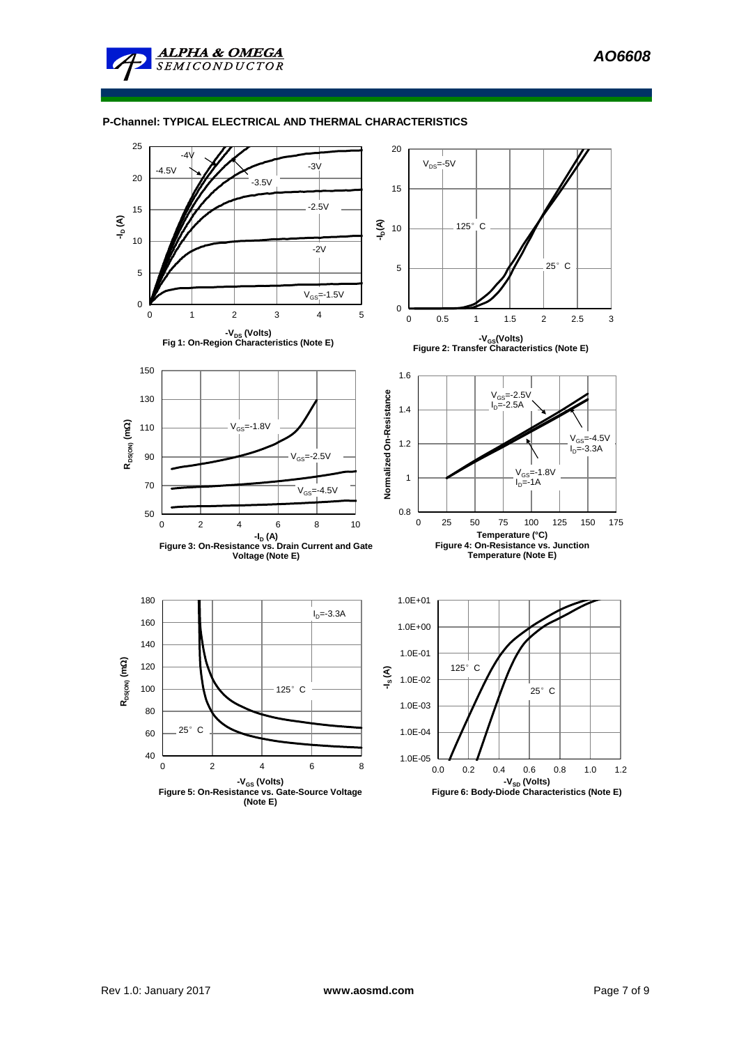## P-Channel: TYPICAL ELECTRICAL AND THERMAL CHARACTERISTICS

Fig 1: On-Region Characteristics (Note E)

Figure 2: Transfer Characteristics (Note E)

Figure 3: On-Resistance vs. Drain Current and Gate Voltage (Note E)

Figure 4: On-Resistance vs. Junction Temperature (Note E)

Figure 5: On-Resistance vs. Gate-Source Voltage (Note E)

Figure 6: Body-Diode Characteristics (Note E)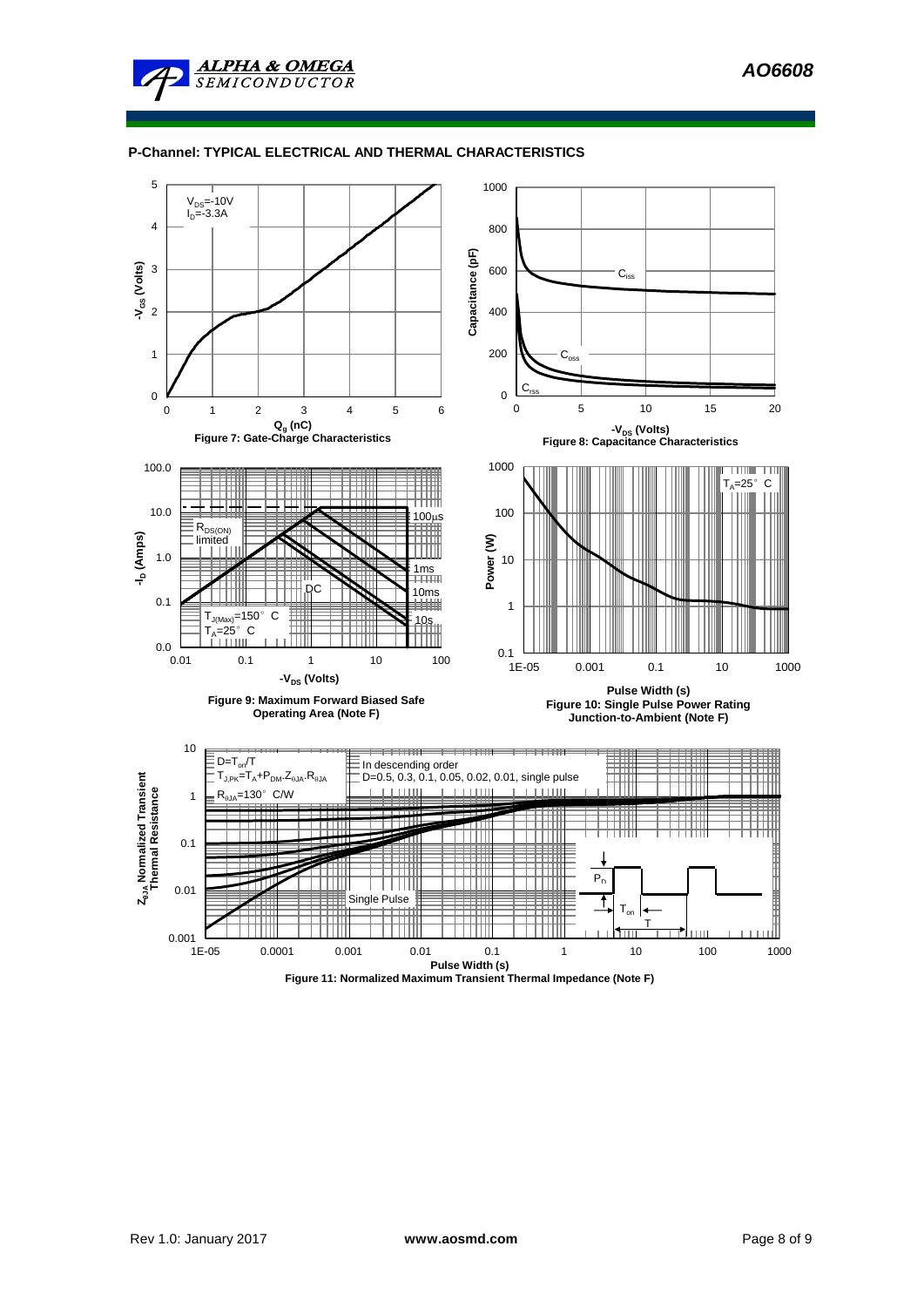## P-Channel: TYPICAL ELECTRICAL AND THERMAL CHARACTERISTICS

$V_{DS}$=-10V
$I_D$=-3.3A

**Figure 7: Gate-Charge Characteristics**

**Figure 8: Capacitance Characteristics**

$T_{J(Max)}$=150° C
$T_A$=25° C

**Figure 9: Maximum Forward Biased Safe Operating Area (Note F)**

$T_A$=25° C

**Figure 10: Single Pulse Power Rating Junction-to-Ambient (Note F)**

$D=T_{on}/T$
$T_{J,PK}=T_A+P_{DM}.Z_{\theta JA}.R_{\theta JA}$
$R_{\theta JA}$=130° C/W

In descending order
D=0.5, 0.3, 0.1, 0.05, 0.02, 0.01, single pulse

**Figure 11: Normalized Maximum Transient Thermal Impedance (Note F)**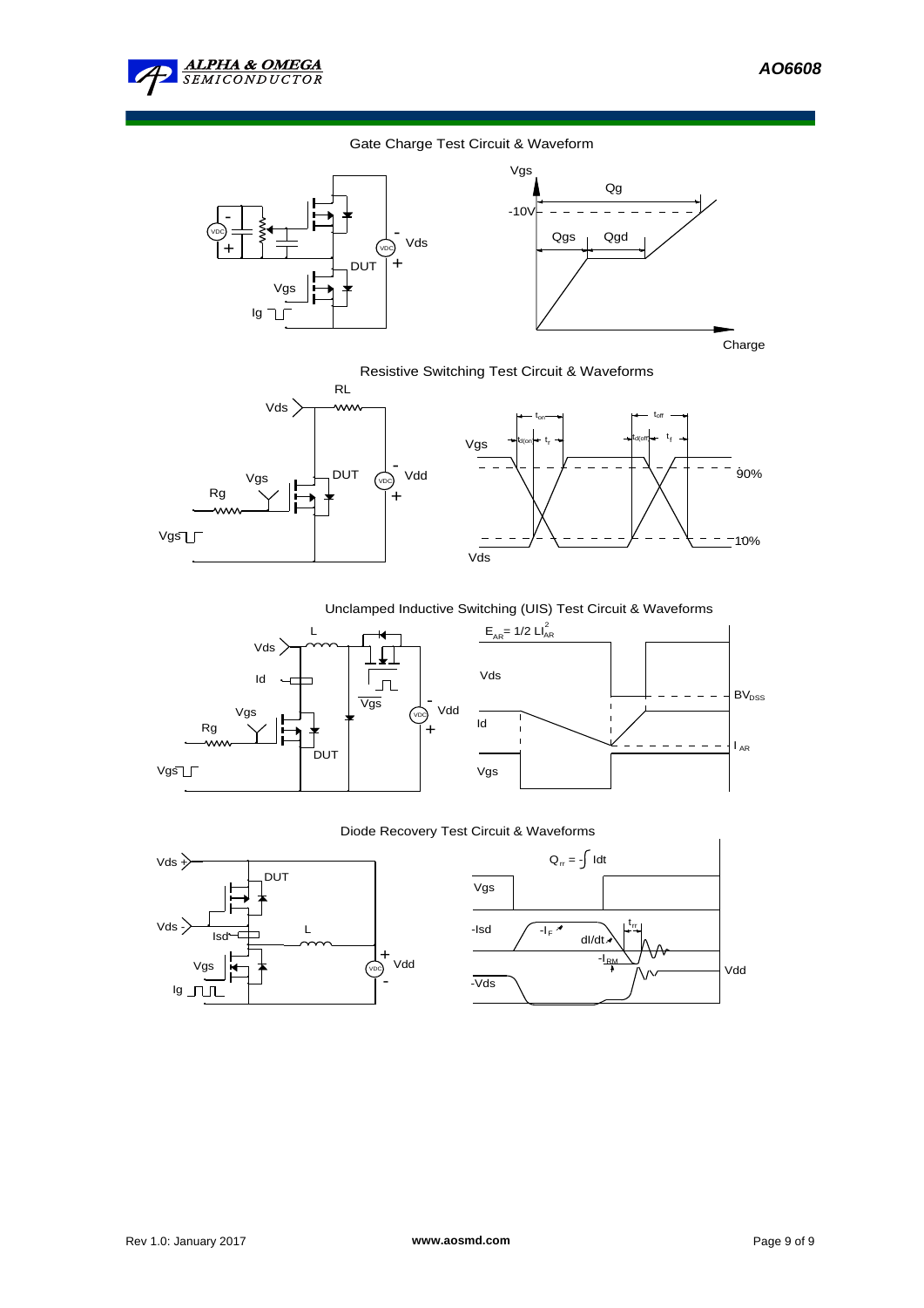Gate Charge Test Circuit & Waveform

VDC
DUT
Vgs
Ig
VDC
Vds
Vgs
Qg
-10V
Qgs
Qgd
Charge

Resistive Switching Test Circuit & Waveforms

RL
Vds
Vgs
Rg
DUT
VDC
Vdd
Vgs
$t_{on}$
$t_{d(on)}$
$t_r$
$t_{off}$
$t_{d(off)}$
$t_f$
Vgs
90%
Vds
10%

Unclamped Inductive Switching (UIS) Test Circuit & Waveforms

L
Vds
Id
Vgs
Rg
Vgs
DUT
Vgs
VDC
Vdd
$E_{AR} = 1/2\ LI_{AR}^2$
Vds
$BV_{DSS}$
Id
$I_{AR}$
Vgs

Diode Recovery Test Circuit & Waveforms

Vds +
DUT
Vds -
Isd
L
Vgs
Ig
VDC
Vdd
$Q_{rr} = -\int Idt$
Vgs
-Isd
$-I_F$
dI/dt
$t_{rr}$
$-I_{RM}$
-Vds
Vdd

Rev 1.0: January 2017 www.aosmd.com